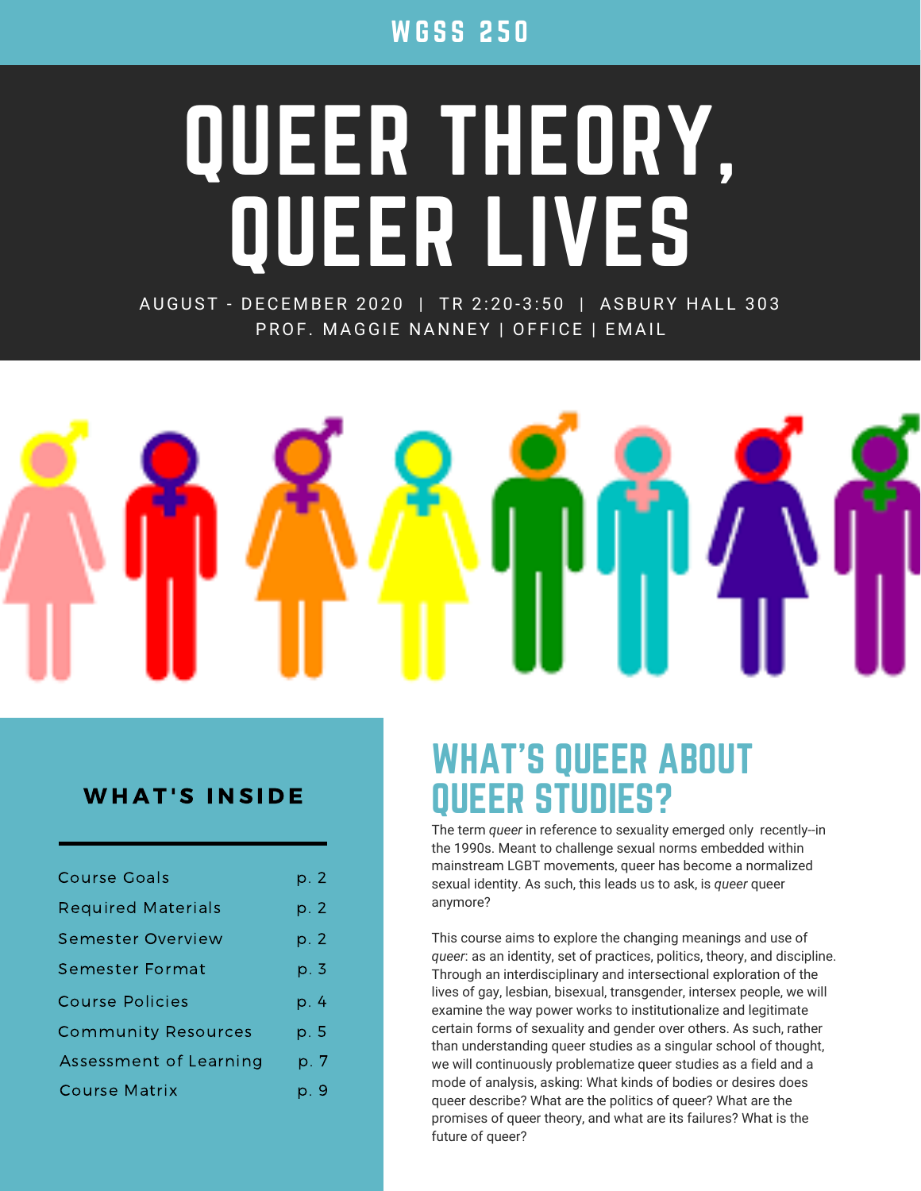WGSS 250

# QUEER THEORY, QUEER LIVES

AUGUST - DECEMBER 2020 | TR 2:20-3:50 | ASBURY HALL 303
PROF. MAGGIE NANNEY | OFFICE | EMAIL

**WHAT'S INSIDE**

| | |
|---|---|
| Course Goals | p. 2 |
| Required Materials | p. 2 |
| Semester Overview | p. 2 |
| Semester Format | p. 3 |
| Course Policies | p. 4 |
| Community Resources | p. 5 |
| Assessment of Learning | p. 7 |
| Course Matrix | p. 9 |

## WHAT'S QUEER ABOUT QUEER STUDIES?

The term *queer* in reference to sexuality emerged only recently--in the 1990s. Meant to challenge sexual norms embedded within mainstream LGBT movements, queer has become a normalized sexual identity. As such, this leads us to ask, is *queer* queer anymore?

This course aims to explore the changing meanings and use of *queer*: as an identity, set of practices, politics, theory, and discipline. Through an interdisciplinary and intersectional exploration of the lives of gay, lesbian, bisexual, transgender, intersex people, we will examine the way power works to institutionalize and legitimate certain forms of sexuality and gender over others. As such, rather than understanding queer studies as a singular school of thought, we will continuously problematize queer studies as a field and a mode of analysis, asking: What kinds of bodies or desires does queer describe? What are the politics of queer? What are the promises of queer theory, and what are its failures? What is the future of queer?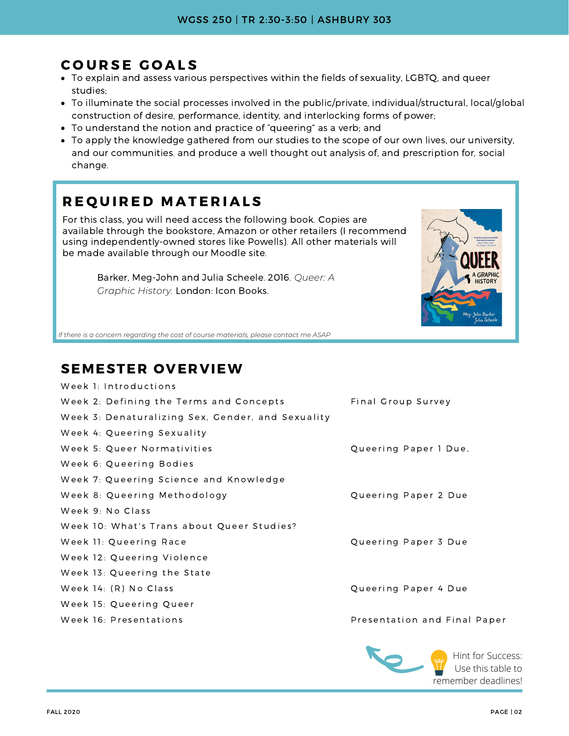## COURSE GOALS

- To explain and assess various perspectives within the fields of sexuality, LGBTQ, and queer studies;
- To illuminate the social processes involved in the public/private, individual/structural, local/global construction of desire, performance, identity, and interlocking forms of power;
- To understand the notion and practice of "queering" as a verb; and
- To apply the knowledge gathered from our studies to the scope of our own lives, our university, and our communities. and produce a well thought out analysis of, and prescription for, social change.

## REQUIRED MATERIALS

For this class, you will need access the following book. Copies are available through the bookstore, Amazon or other retailers (I recommend using independently-owned stores like Powells). All other materials will be made available through our Moodle site.

> Barker, Meg-John and Julia Scheele. 2016. *Queer: A Graphic History*. London: Icon Books.

*If there is a concern regarding the cost of course materials, please contact me ASAP*

## SEMESTER OVERVIEW

| | |
|---|---|
| Week 1: Introductions | |
| Week 2: Defining the Terms and Concepts | Final Group Survey |
| Week 3: Denaturalizing Sex, Gender, and Sexuality | |
| Week 4: Queering Sexuality | |
| Week 5: Queer Normativities | Queering Paper 1 Due, |
| Week 6: Queering Bodies | |
| Week 7: Queering Science and Knowledge | |
| Week 8: Queering Methodology | Queering Paper 2 Due |
| Week 9: No Class | |
| Week 10: What's Trans about Queer Studies? | |
| Week 11: Queering Race | Queering Paper 3 Due |
| Week 12: Queering Violence | |
| Week 13: Queering the State | |
| Week 14: (R) No Class | Queering Paper 4 Due |
| Week 15: Queering Queer | |
| Week 16: Presentations | Presentation and Final Paper |

Hint for Success: Use this table to remember deadlines!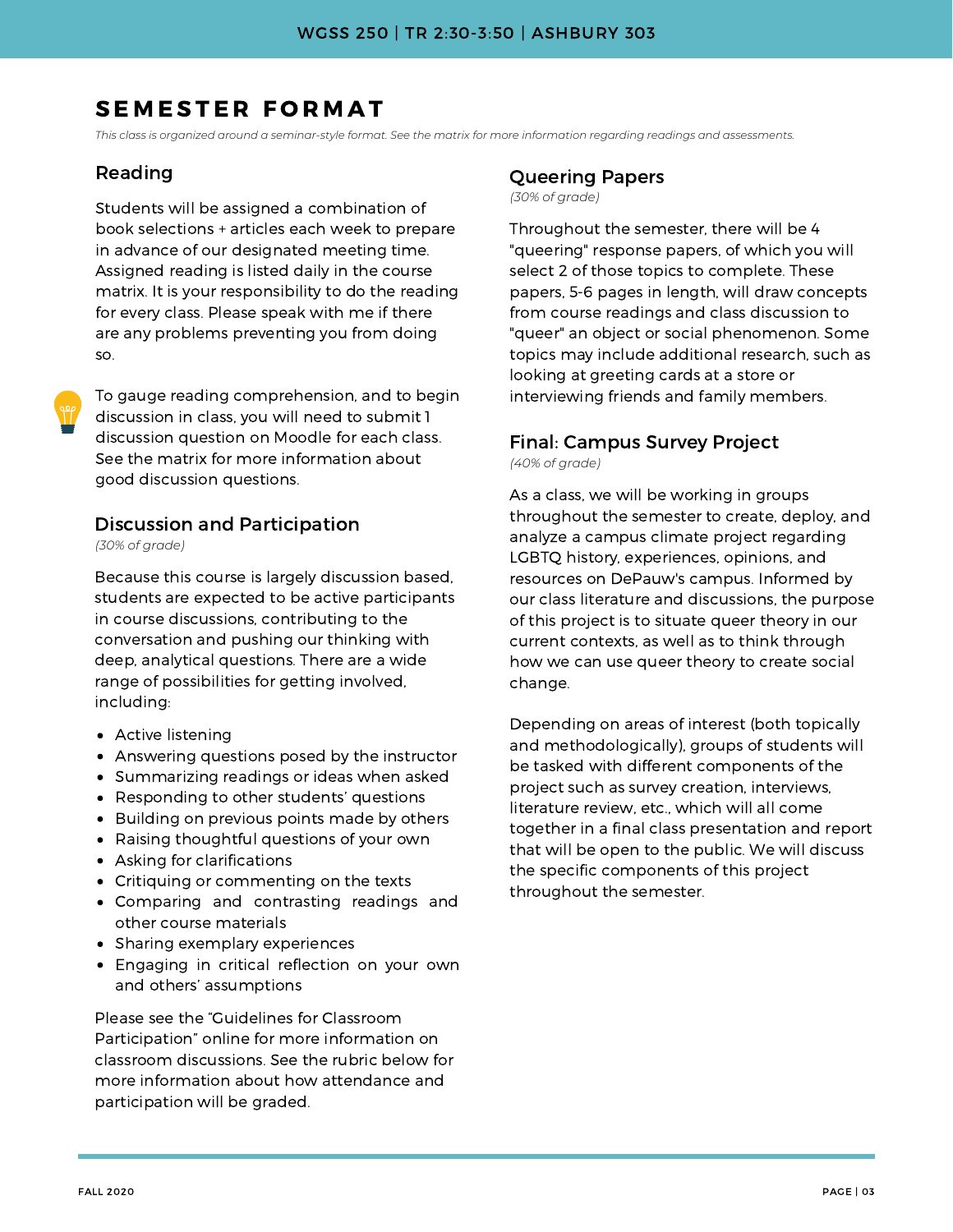# SEMESTER FORMAT

*This class is organized around a seminar-style format. See the matrix for more information regarding readings and assessments.*

## Reading

Students will be assigned a combination of book selections + articles each week to prepare in advance of our designated meeting time. Assigned reading is listed daily in the course matrix. It is your responsibility to do the reading for every class. Please speak with me if there are any problems preventing you from doing so.

To gauge reading comprehension, and to begin discussion in class, you will need to submit 1 discussion question on Moodle for each class. See the matrix for more information about good discussion questions.

## Discussion and Participation

*(30% of grade)*

Because this course is largely discussion based, students are expected to be active participants in course discussions, contributing to the conversation and pushing our thinking with deep, analytical questions. There are a wide range of possibilities for getting involved, including:

- Active listening
- Answering questions posed by the instructor
- Summarizing readings or ideas when asked
- Responding to other students' questions
- Building on previous points made by others
- Raising thoughtful questions of your own
- Asking for clarifications
- Critiquing or commenting on the texts
- Comparing and contrasting readings and other course materials
- Sharing exemplary experiences
- Engaging in critical reflection on your own and others' assumptions

Please see the "Guidelines for Classroom Participation" online for more information on classroom discussions. See the rubric below for more information about how attendance and participation will be graded.

## Queering Papers

*(30% of grade)*

Throughout the semester, there will be 4 "queering" response papers, of which you will select 2 of those topics to complete. These papers, 5-6 pages in length, will draw concepts from course readings and class discussion to "queer" an object or social phenomenon. Some topics may include additional research, such as looking at greeting cards at a store or interviewing friends and family members.

## Final: Campus Survey Project

*(40% of grade)*

As a class, we will be working in groups throughout the semester to create, deploy, and analyze a campus climate project regarding LGBTQ history, experiences, opinions, and resources on DePauw's campus. Informed by our class literature and discussions, the purpose of this project is to situate queer theory in our current contexts, as well as to think through how we can use queer theory to create social change.

Depending on areas of interest (both topically and methodologically), groups of students will be tasked with different components of the project such as survey creation, interviews, literature review, etc., which will all come together in a final class presentation and report that will be open to the public. We will discuss the specific components of this project throughout the semester.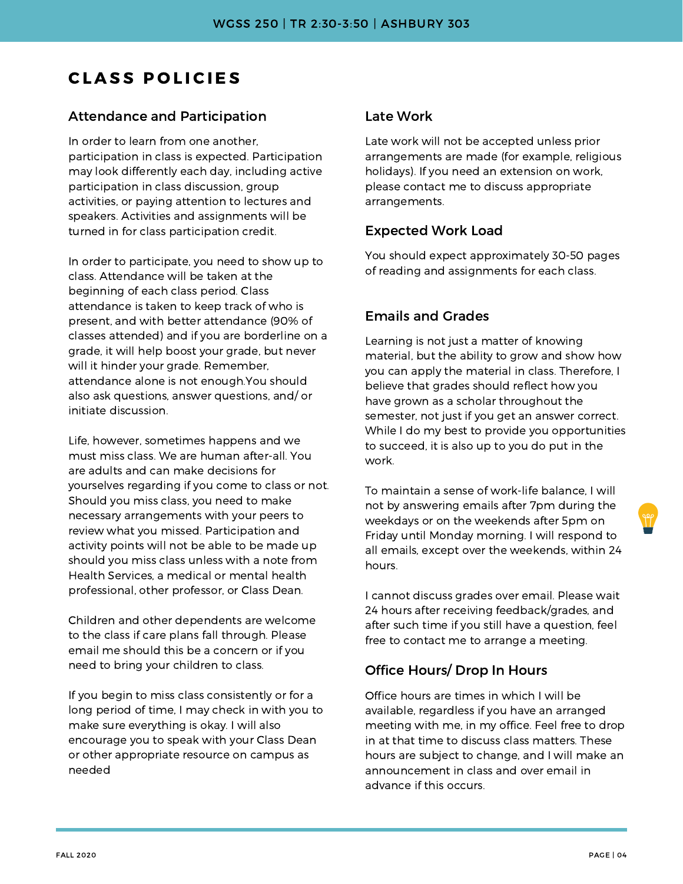# CLASS POLICIES

## Attendance and Participation

In order to learn from one another, participation in class is expected. Participation may look differently each day, including active participation in class discussion, group activities, or paying attention to lectures and speakers. Activities and assignments will be turned in for class participation credit.

In order to participate, you need to show up to class. Attendance will be taken at the beginning of each class period. Class attendance is taken to keep track of who is present, and with better attendance (90% of classes attended) and if you are borderline on a grade, it will help boost your grade, but never will it hinder your grade. Remember, attendance alone is not enough.You should also ask questions, answer questions, and/ or initiate discussion.

Life, however, sometimes happens and we must miss class. We are human after-all. You are adults and can make decisions for yourselves regarding if you come to class or not. Should you miss class, you need to make necessary arrangements with your peers to review what you missed. Participation and activity points will not be able to be made up should you miss class unless with a note from Health Services, a medical or mental health professional, other professor, or Class Dean.

Children and other dependents are welcome to the class if care plans fall through. Please email me should this be a concern or if you need to bring your children to class.

If you begin to miss class consistently or for a long period of time, I may check in with you to make sure everything is okay. I will also encourage you to speak with your Class Dean or other appropriate resource on campus as needed

## Late Work

Late work will not be accepted unless prior arrangements are made (for example, religious holidays). If you need an extension on work, please contact me to discuss appropriate arrangements.

## Expected Work Load

You should expect approximately 30-50 pages of reading and assignments for each class.

## Emails and Grades

Learning is not just a matter of knowing material, but the ability to grow and show how you can apply the material in class. Therefore, I believe that grades should reflect how you have grown as a scholar throughout the semester, not just if you get an answer correct. While I do my best to provide you opportunities to succeed, it is also up to you do put in the work.

To maintain a sense of work-life balance, I will not by answering emails after 7pm during the weekdays or on the weekends after 5pm on Friday until Monday morning. I will respond to all emails, except over the weekends, within 24 hours.

I cannot discuss grades over email. Please wait 24 hours after receiving feedback/grades, and after such time if you still have a question, feel free to contact me to arrange a meeting.

## Office Hours/ Drop In Hours

Office hours are times in which I will be available, regardless if you have an arranged meeting with me, in my office. Feel free to drop in at that time to discuss class matters. These hours are subject to change, and I will make an announcement in class and over email in advance if this occurs.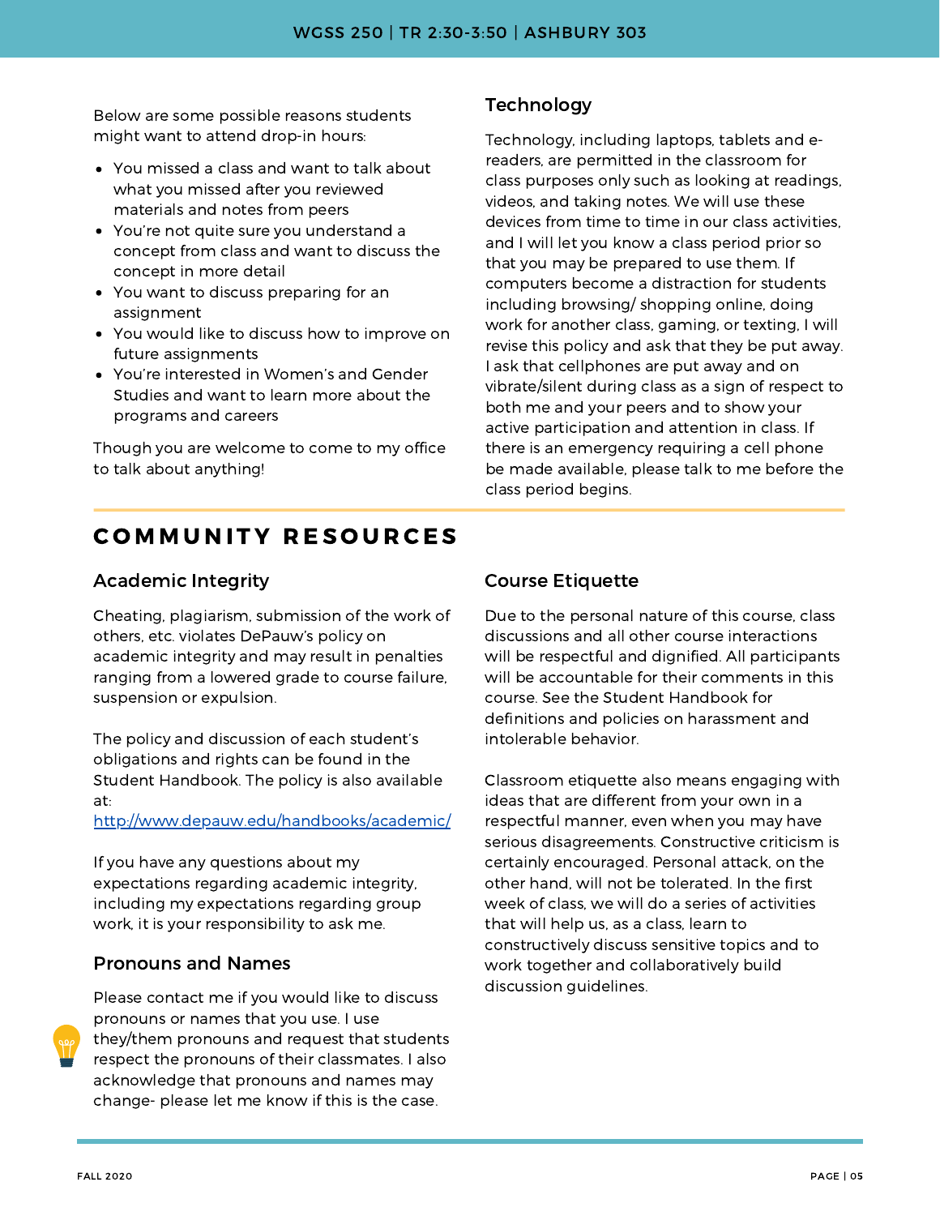Below are some possible reasons students might want to attend drop-in hours:

- You missed a class and want to talk about what you missed after you reviewed materials and notes from peers
- You're not quite sure you understand a concept from class and want to discuss the concept in more detail
- You want to discuss preparing for an assignment
- You would like to discuss how to improve on future assignments
- You're interested in Women's and Gender Studies and want to learn more about the programs and careers

Though you are welcome to come to my office to talk about anything!

### Technology

Technology, including laptops, tablets and e-readers, are permitted in the classroom for class purposes only such as looking at readings, videos, and taking notes. We will use these devices from time to time in our class activities, and I will let you know a class period prior so that you may be prepared to use them. If computers become a distraction for students including browsing/ shopping online, doing work for another class, gaming, or texting, I will revise this policy and ask that they be put away. I ask that cellphones are put away and on vibrate/silent during class as a sign of respect to both me and your peers and to show your active participation and attention in class. If there is an emergency requiring a cell phone be made available, please talk to me before the class period begins.

## COMMUNITY RESOURCES

### Academic Integrity

Cheating, plagiarism, submission of the work of others, etc. violates DePauw's policy on academic integrity and may result in penalties ranging from a lowered grade to course failure, suspension or expulsion.

The policy and discussion of each student's obligations and rights can be found in the Student Handbook. The policy is also available at: http://www.depauw.edu/handbooks/academic/

If you have any questions about my expectations regarding academic integrity, including my expectations regarding group work, it is your responsibility to ask me.

### Pronouns and Names

Please contact me if you would like to discuss pronouns or names that you use. I use they/them pronouns and request that students respect the pronouns of their classmates. I also acknowledge that pronouns and names may change- please let me know if this is the case.

### Course Etiquette

Due to the personal nature of this course, class discussions and all other course interactions will be respectful and dignified. All participants will be accountable for their comments in this course. See the Student Handbook for definitions and policies on harassment and intolerable behavior.

Classroom etiquette also means engaging with ideas that are different from your own in a respectful manner, even when you may have serious disagreements. Constructive criticism is certainly encouraged. Personal attack, on the other hand, will not be tolerated. In the first week of class, we will do a series of activities that will help us, as a class, learn to constructively discuss sensitive topics and to work together and collaboratively build discussion guidelines.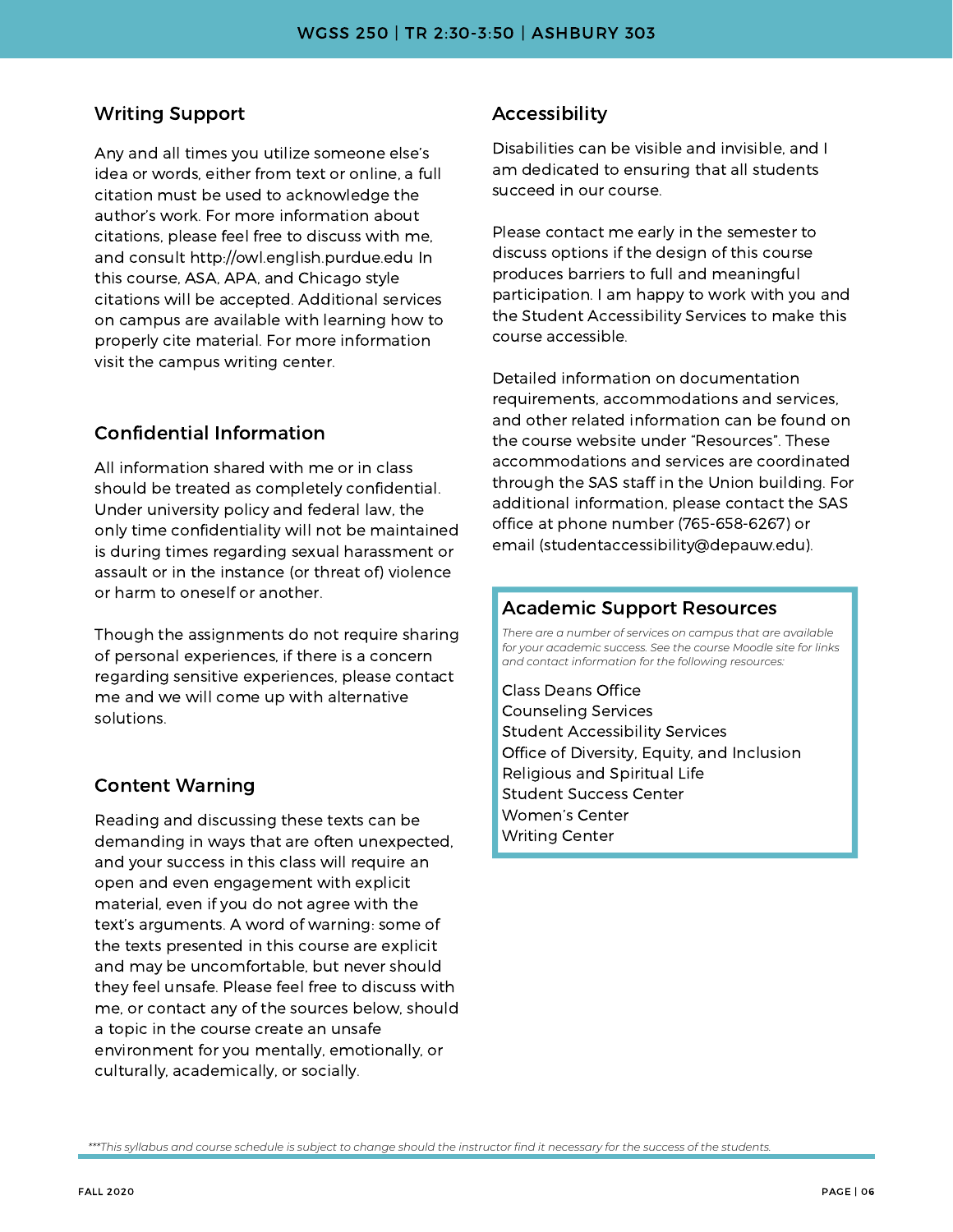## Writing Support

Any and all times you utilize someone else's idea or words, either from text or online, a full citation must be used to acknowledge the author's work. For more information about citations, please feel free to discuss with me, and consult http://owl.english.purdue.edu In this course, ASA, APA, and Chicago style citations will be accepted. Additional services on campus are available with learning how to properly cite material. For more information visit the campus writing center.

## Confidential Information

All information shared with me or in class should be treated as completely confidential. Under university policy and federal law, the only time confidentiality will not be maintained is during times regarding sexual harassment or assault or in the instance (or threat of) violence or harm to oneself or another.

Though the assignments do not require sharing of personal experiences, if there is a concern regarding sensitive experiences, please contact me and we will come up with alternative solutions.

## Content Warning

Reading and discussing these texts can be demanding in ways that are often unexpected, and your success in this class will require an open and even engagement with explicit material, even if you do not agree with the text's arguments. A word of warning: some of the texts presented in this course are explicit and may be uncomfortable, but never should they feel unsafe. Please feel free to discuss with me, or contact any of the sources below, should a topic in the course create an unsafe environment for you mentally, emotionally, or culturally, academically, or socially.

## Accessibility

Disabilities can be visible and invisible, and I am dedicated to ensuring that all students succeed in our course.

Please contact me early in the semester to discuss options if the design of this course produces barriers to full and meaningful participation. I am happy to work with you and the Student Accessibility Services to make this course accessible.

Detailed information on documentation requirements, accommodations and services, and other related information can be found on the course website under "Resources". These accommodations and services are coordinated through the SAS staff in the Union building. For additional information, please contact the SAS office at phone number (765-658-6267) or email (studentaccessibility@depauw.edu).

## Academic Support Resources

*There are a number of services on campus that are available for your academic success. See the course Moodle site for links and contact information for the following resources:*

Class Deans Office
Counseling Services
Student Accessibility Services
Office of Diversity, Equity, and Inclusion
Religious and Spiritual Life
Student Success Center
Women's Center
Writing Center

*\*\*\*This syllabus and course schedule is subject to change should the instructor find it necessary for the success of the students.*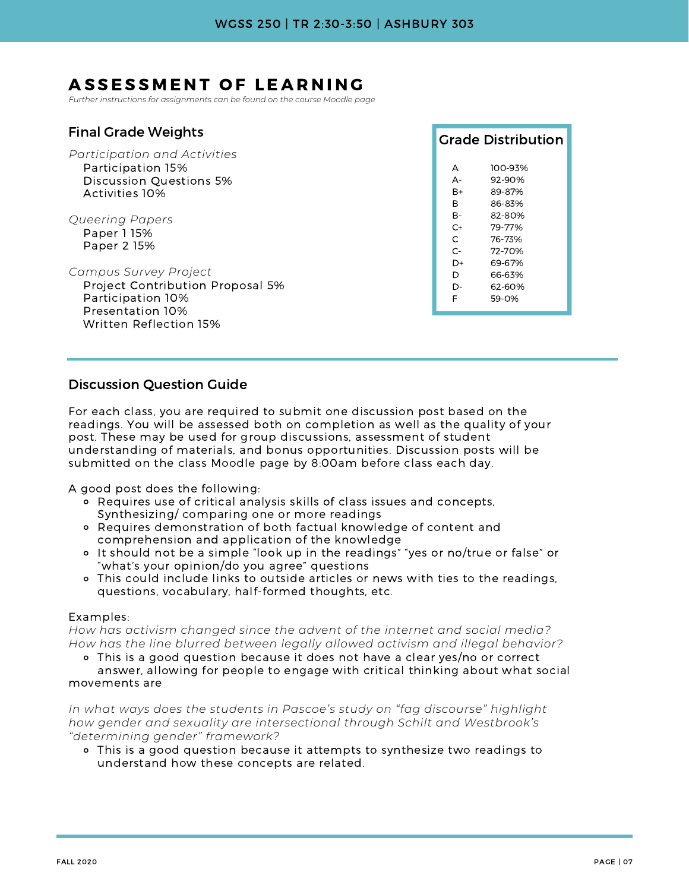# ASSESSMENT OF LEARNING

*Further instructions for assignments can be found on the course Moodle page*

## Final Grade Weights

*Participation and Activities*
- Participation 15%
- Discussion Questions 5%
- Activities 10%

*Queering Papers*
- Paper 1 15%
- Paper 2 15%

*Campus Survey Project*
- Project Contribution Proposal 5%
- Participation 10%
- Presentation 10%
- Written Reflection 15%

## Grade Distribution

| Grade | Range |
|---|---|
| A | 100-93% |
| A- | 92-90% |
| B+ | 89-87% |
| B | 86-83% |
| B- | 82-80% |
| C+ | 79-77% |
| C | 76-73% |
| C- | 72-70% |
| D+ | 69-67% |
| D | 66-63% |
| D- | 62-60% |
| F | 59-0% |

## Discussion Question Guide

For each class, you are required to submit one discussion post based on the readings. You will be assessed both on completion as well as the quality of your post. These may be used for group discussions, assessment of student understanding of materials, and bonus opportunities. Discussion posts will be submitted on the class Moodle page by 8:00am before class each day.

A good post does the following:
- Requires use of critical analysis skills of class issues and concepts, Synthesizing/ comparing one or more readings
- Requires demonstration of both factual knowledge of content and comprehension and application of the knowledge
- It should not be a simple "look up in the readings" "yes or no/true or false" or "what's your opinion/do you agree" questions
- This could include links to outside articles or news with ties to the readings, questions, vocabulary, half-formed thoughts, etc.

Examples:

*How has activism changed since the advent of the internet and social media? How has the line blurred between legally allowed activism and illegal behavior?*
- This is a good question because it does not have a clear yes/no or correct answer, allowing for people to engage with critical thinking about what social movements are

*In what ways does the students in Pascoe's study on "fag discourse" highlight how gender and sexuality are intersectional through Schilt and Westbrook's "determining gender" framework?*
- This is a good question because it attempts to synthesize two readings to understand how these concepts are related.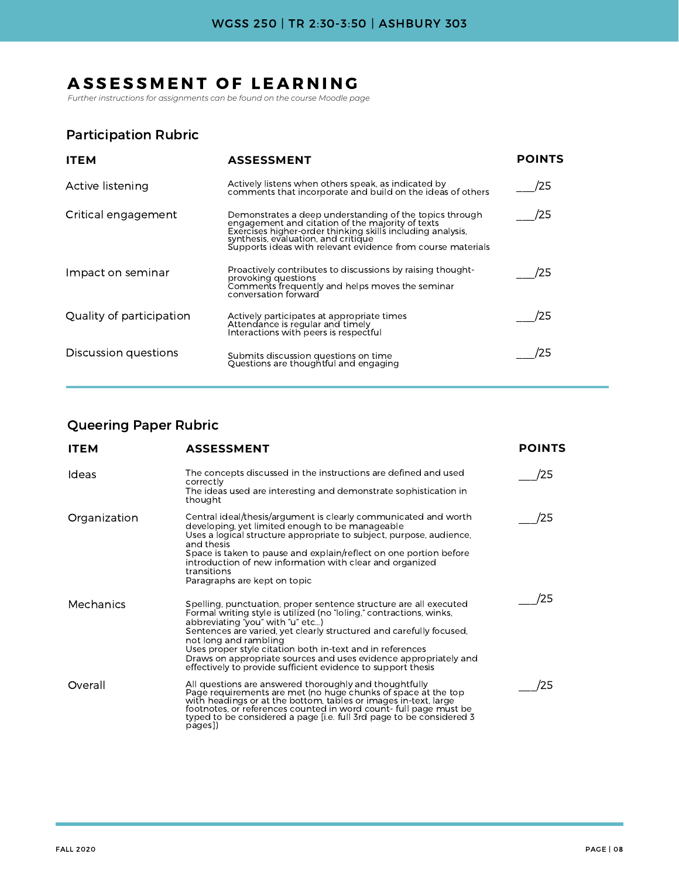# ASSESSMENT OF LEARNING

*Further instructions for assignments can be found on the course Moodle page*

## Participation Rubric

| ITEM | ASSESSMENT | POINTS |
|---|---|---|
| Active listening | Actively listens when others speak, as indicated by comments that incorporate and build on the ideas of others | ___/25 |
| Critical engagement | Demonstrates a deep understanding of the topics through engagement and citation of the majority of texts<br>Exercises higher-order thinking skills including analysis, synthesis, evaluation, and critique<br>Supports ideas with relevant evidence from course materials | ___/25 |
| Impact on seminar | Proactively contributes to discussions by raising thought-provoking questions<br>Comments frequently and helps moves the seminar conversation forward | ___/25 |
| Quality of participation | Actively participates at appropriate times<br>Attendance is regular and timely<br>Interactions with peers is respectful | ___/25 |
| Discussion questions | Submits discussion questions on time<br>Questions are thoughtful and engaging | ___/25 |

## Queering Paper Rubric

| ITEM | ASSESSMENT | POINTS |
|---|---|---|
| Ideas | The concepts discussed in the instructions are defined and used correctly<br>The ideas used are interesting and demonstrate sophistication in thought | ___/25 |
| Organization | Central ideal/thesis/argument is clearly communicated and worth developing, yet limited enough to be manageable<br>Uses a logical structure appropriate to subject, purpose, audience, and thesis<br>Space is taken to pause and explain/reflect on one portion before introduction of new information with clear and organized transitions<br>Paragraphs are kept on topic | ___/25 |
| Mechanics | Spelling, punctuation, proper sentence structure are all executed<br>Formal writing style is utilized (no "loling," contractions, winks, abbreviating "you" with "u" etc...)<br>Sentences are varied, yet clearly structured and carefully focused, not long and rambling<br>Uses proper style citation both in-text and in references<br>Draws on appropriate sources and uses evidence appropriately and effectively to provide sufficient evidence to support thesis | ___/25 |
| Overall | All questions are answered thoroughly and thoughtfully<br>Page requirements are met (no huge chunks of space at the top with headings or at the bottom, tables or images in-text, large footnotes, or references counted in word count- full page must be typed to be considered a page [i.e. full 3rd page to be considered 3 pages]) | ___/25 |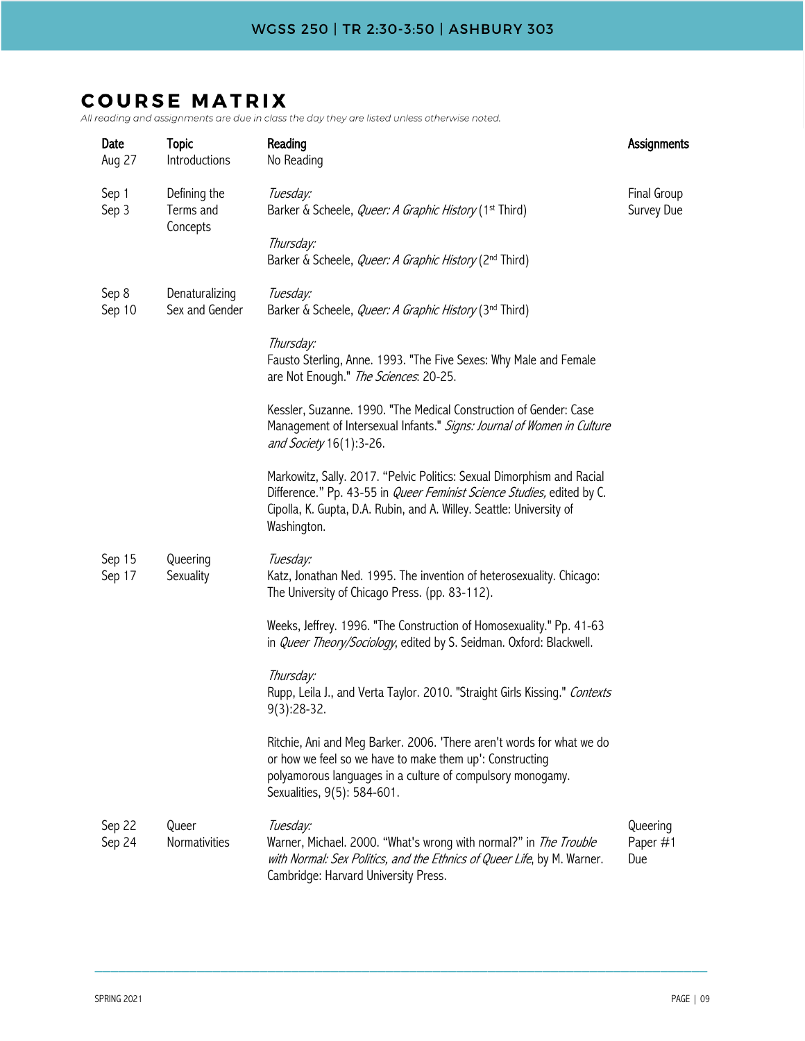# COURSE MATRIX

*All reading and assignments are due in class the day they are listed unless otherwise noted.*

| Date | Topic | Reading | Assignments |
|---|---|---|---|
| Aug 27 | Introductions | No Reading | |
| Sep 1<br>Sep 3 | Defining the Terms and Concepts | *Tuesday:*<br>Barker & Scheele, *Queer: A Graphic History* (1st Third)<br><br>*Thursday:*<br>Barker & Scheele, *Queer: A Graphic History* (2nd Third) | Final Group Survey Due |
| Sep 8<br>Sep 10 | Denaturalizing Sex and Gender | *Tuesday:*<br>Barker & Scheele, *Queer: A Graphic History* (3rd Third)<br><br>*Thursday:*<br>Fausto Sterling, Anne. 1993. "The Five Sexes: Why Male and Female are Not Enough." *The Sciences*: 20-25.<br><br>Kessler, Suzanne. 1990. "The Medical Construction of Gender: Case Management of Intersexual Infants." *Signs: Journal of Women in Culture and Society* 16(1):3-26.<br><br>Markowitz, Sally. 2017. "Pelvic Politics: Sexual Dimorphism and Racial Difference." Pp. 43-55 in *Queer Feminist Science Studies,* edited by C. Cipolla, K. Gupta, D.A. Rubin, and A. Willey. Seattle: University of Washington. | |
| Sep 15<br>Sep 17 | Queering Sexuality | *Tuesday:*<br>Katz, Jonathan Ned. 1995. The invention of heterosexuality. Chicago: The University of Chicago Press. (pp. 83-112).<br><br>Weeks, Jeffrey. 1996. "The Construction of Homosexuality." Pp. 41-63 in *Queer Theory/Sociology*, edited by S. Seidman. Oxford: Blackwell.<br><br>*Thursday:*<br>Rupp, Leila J., and Verta Taylor. 2010. "Straight Girls Kissing." *Contexts* 9(3):28-32.<br><br>Ritchie, Ani and Meg Barker. 2006. 'There aren't words for what we do or how we feel so we have to make them up': Constructing polyamorous languages in a culture of compulsory monogamy. Sexualities, 9(5): 584-601. | |
| Sep 22<br>Sep 24 | Queer Normativities | *Tuesday:*<br>Warner, Michael. 2000. "What's wrong with normal?" in *The Trouble with Normal: Sex Politics, and the Ethnics of Queer Life*, by M. Warner. Cambridge: Harvard University Press. | Queering Paper #1 Due |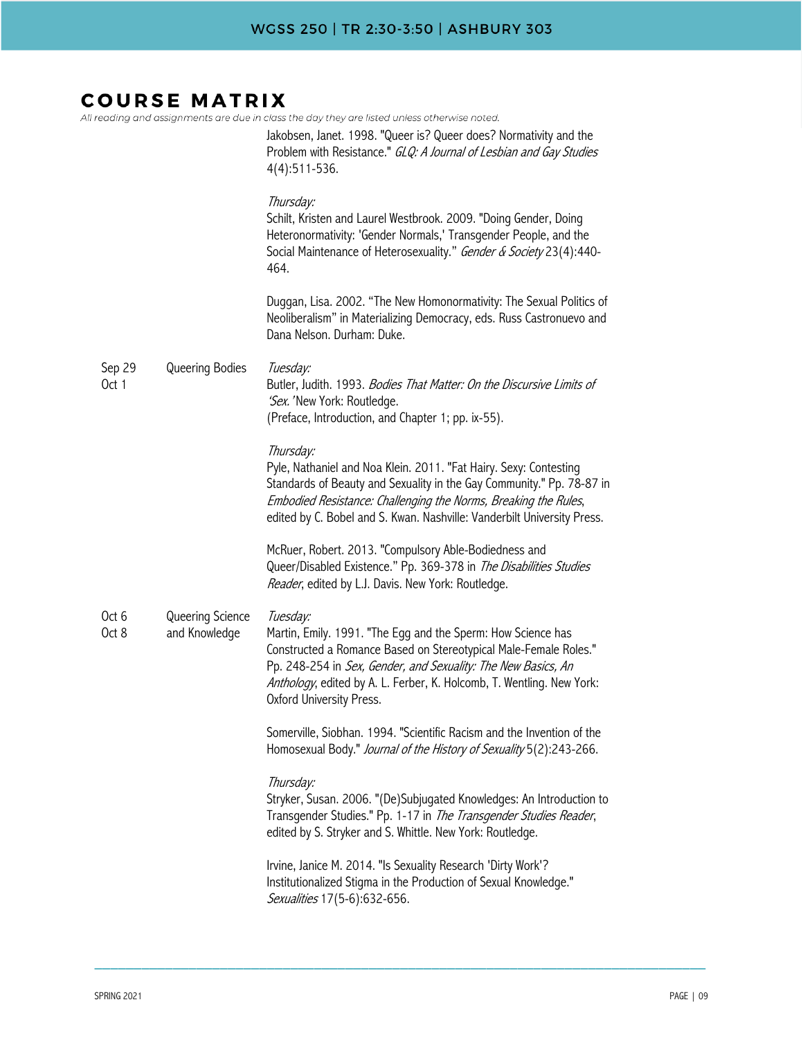## COURSE MATRIX

*All reading and assignments are due in class the day they are listed unless otherwise noted.*

| | | |
|---|---|---|
| | | Jakobsen, Janet. 1998. "Queer is? Queer does? Normativity and the Problem with Resistance." *GLQ: A Journal of Lesbian and Gay Studies* 4(4):511-536.<br><br>*Thursday:*<br>Schilt, Kristen and Laurel Westbrook. 2009. "Doing Gender, Doing Heteronormativity: 'Gender Normals,' Transgender People, and the Social Maintenance of Heterosexuality." *Gender & Society* 23(4):440-464.<br><br>Duggan, Lisa. 2002. "The New Homonormativity: The Sexual Politics of Neoliberalism" in Materializing Democracy, eds. Russ Castronuevo and Dana Nelson. Durham: Duke. |
| Sep 29<br>Oct 1 | Queering Bodies | *Tuesday:*<br>Butler, Judith. 1993. *Bodies That Matter: On the Discursive Limits of 'Sex.'* New York: Routledge.<br>(Preface, Introduction, and Chapter 1; pp. ix-55).<br><br>*Thursday:*<br>Pyle, Nathaniel and Noa Klein. 2011. "Fat Hairy. Sexy: Contesting Standards of Beauty and Sexuality in the Gay Community." Pp. 78-87 in *Embodied Resistance: Challenging the Norms, Breaking the Rules*, edited by C. Bobel and S. Kwan. Nashville: Vanderbilt University Press.<br><br>McRuer, Robert. 2013. "Compulsory Able-Bodiedness and Queer/Disabled Existence." Pp. 369-378 in *The Disabilities Studies Reader*, edited by L.J. Davis. New York: Routledge. |
| Oct 6<br>Oct 8 | Queering Science and Knowledge | *Tuesday:*<br>Martin, Emily. 1991. "The Egg and the Sperm: How Science has Constructed a Romance Based on Stereotypical Male-Female Roles." Pp. 248-254 in *Sex, Gender, and Sexuality: The New Basics, An Anthology*, edited by A. L. Ferber, K. Holcomb, T. Wentling. New York: Oxford University Press.<br><br>Somerville, Siobhan. 1994. "Scientific Racism and the Invention of the Homosexual Body." *Journal of the History of Sexuality* 5(2):243-266.<br><br>*Thursday:*<br>Stryker, Susan. 2006. "(De)Subjugated Knowledges: An Introduction to Transgender Studies." Pp. 1-17 in *The Transgender Studies Reader*, edited by S. Stryker and S. Whittle. New York: Routledge.<br><br>Irvine, Janice M. 2014. "Is Sexuality Research 'Dirty Work'? Institutionalized Stigma in the Production of Sexual Knowledge." *Sexualities* 17(5-6):632-656. |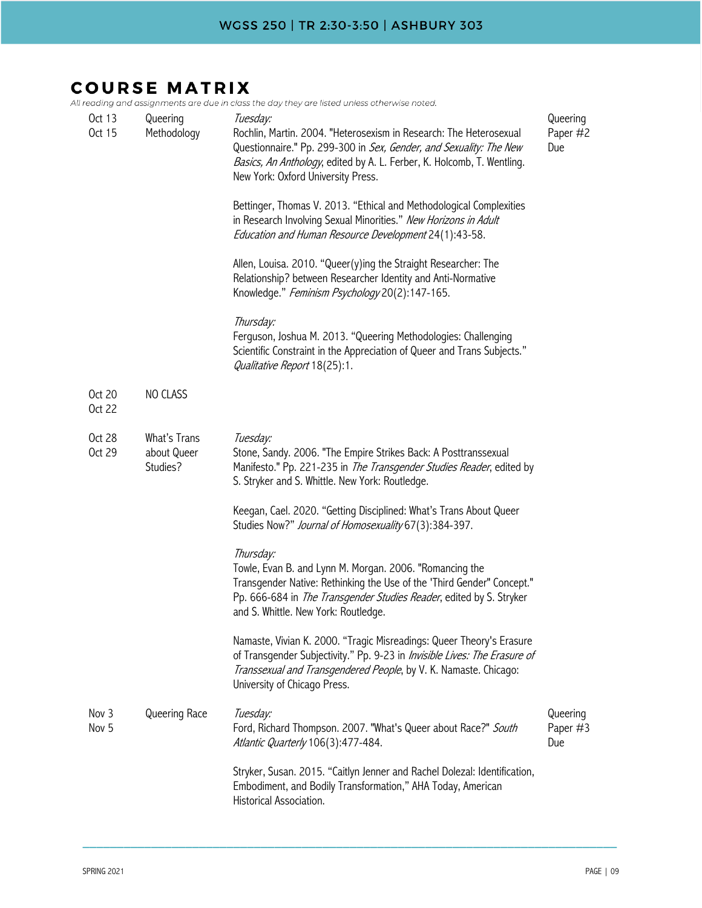## COURSE MATRIX

*All reading and assignments are due in class the day they are listed unless otherwise noted.*

| Dates | Topic | Readings | Due |
|---|---|---|---|
| Oct 13<br>Oct 15 | Queering Methodology | *Tuesday:*<br>Rochlin, Martin. 2004. "Heterosexism in Research: The Heterosexual Questionnaire." Pp. 299-300 in *Sex, Gender, and Sexuality: The New Basics, An Anthology*, edited by A. L. Ferber, K. Holcomb, T. Wentling. New York: Oxford University Press.<br><br>Bettinger, Thomas V. 2013. "Ethical and Methodological Complexities in Research Involving Sexual Minorities." *New Horizons in Adult Education and Human Resource Development* 24(1):43-58.<br><br>Allen, Louisa. 2010. "Queer(y)ing the Straight Researcher: The Relationship? between Researcher Identity and Anti-Normative Knowledge." *Feminism Psychology* 20(2):147-165.<br><br>*Thursday:*<br>Ferguson, Joshua M. 2013. "Queering Methodologies: Challenging Scientific Constraint in the Appreciation of Queer and Trans Subjects." *Qualitative Report* 18(25):1. | Queering Paper #2 Due |
| Oct 20<br>Oct 22 | NO CLASS | | |
| Oct 28<br>Oct 29 | What's Trans about Queer Studies? | *Tuesday:*<br>Stone, Sandy. 2006. "The Empire Strikes Back: A Posttranssexual Manifesto." Pp. 221-235 in *The Transgender Studies Reader*, edited by S. Stryker and S. Whittle. New York: Routledge.<br><br>Keegan, Cael. 2020. "Getting Disciplined: What's Trans About Queer Studies Now?" *Journal of Homosexuality* 67(3):384-397.<br><br>*Thursday:*<br>Towle, Evan B. and Lynn M. Morgan. 2006. "Romancing the Transgender Native: Rethinking the Use of the 'Third Gender" Concept." Pp. 666-684 in *The Transgender Studies Reader*, edited by S. Stryker and S. Whittle. New York: Routledge.<br><br>Namaste, Vivian K. 2000. "Tragic Misreadings: Queer Theory's Erasure of Transgender Subjectivity." Pp. 9-23 in *Invisible Lives: The Erasure of Transsexual and Transgendered People*, by V. K. Namaste. Chicago: University of Chicago Press. | |
| Nov 3<br>Nov 5 | Queering Race | *Tuesday:*<br>Ford, Richard Thompson. 2007. "What's Queer about Race?" *South Atlantic Quarterly* 106(3):477-484.<br><br>Stryker, Susan. 2015. "Caitlyn Jenner and Rachel Dolezal: Identification, Embodiment, and Bodily Transformation," AHA Today, American Historical Association. | Queering Paper #3 Due |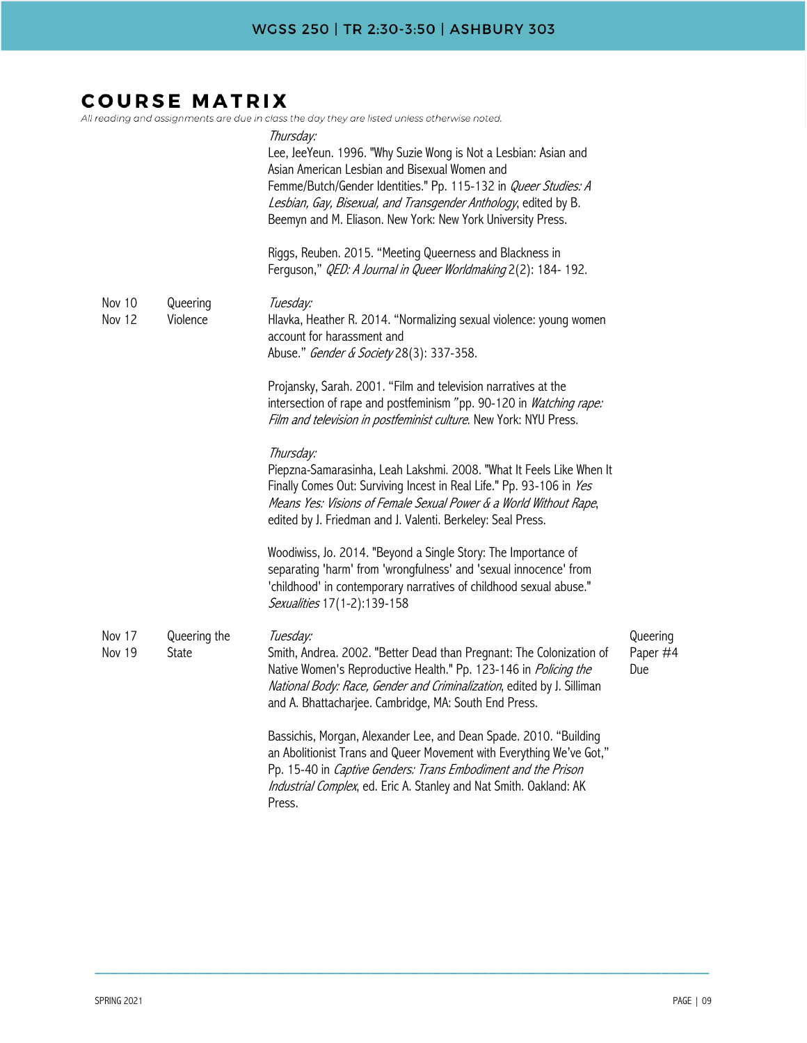## COURSE MATRIX

*All reading and assignments are due in class the day they are listed unless otherwise noted.*

| Date | Topic | Readings | Assignments |
| --- | --- | --- | --- |
| | | *Thursday:*<br>Lee, JeeYeun. 1996. "Why Suzie Wong is Not a Lesbian: Asian and Asian American Lesbian and Bisexual Women and Femme/Butch/Gender Identities." Pp. 115-132 in *Queer Studies: A Lesbian, Gay, Bisexual, and Transgender Anthology*, edited by B. Beemyn and M. Eliason. New York: New York University Press.<br><br>Riggs, Reuben. 2015. "Meeting Queerness and Blackness in Ferguson," *QED: A Journal in Queer Worldmaking* 2(2): 184- 192. | |
| Nov 10<br>Nov 12 | Queering Violence | *Tuesday:*<br>Hlavka, Heather R. 2014. "Normalizing sexual violence: young women account for harassment and Abuse." *Gender & Society* 28(3): 337-358.<br><br>Projansky, Sarah. 2001. "Film and television narratives at the intersection of rape and postfeminism "pp. 90-120 in *Watching rape: Film and television in postfeminist culture*. New York: NYU Press.<br><br>*Thursday:*<br>Piepzna-Samarasinha, Leah Lakshmi. 2008. "What It Feels Like When It Finally Comes Out: Surviving Incest in Real Life." Pp. 93-106 in *Yes Means Yes: Visions of Female Sexual Power & a World Without Rape*, edited by J. Friedman and J. Valenti. Berkeley: Seal Press.<br><br>Woodiwiss, Jo. 2014. "Beyond a Single Story: The Importance of separating 'harm' from 'wrongfulness' and 'sexual innocence' from 'childhood' in contemporary narratives of childhood sexual abuse." *Sexualities* 17(1-2):139-158 | |
| Nov 17<br>Nov 19 | Queering the State | *Tuesday:*<br>Smith, Andrea. 2002. "Better Dead than Pregnant: The Colonization of Native Women's Reproductive Health." Pp. 123-146 in *Policing the National Body: Race, Gender and Criminalization*, edited by J. Silliman and A. Bhattacharjee. Cambridge, MA: South End Press.<br><br>Bassichis, Morgan, Alexander Lee, and Dean Spade. 2010. "Building an Abolitionist Trans and Queer Movement with Everything We've Got," Pp. 15-40 in *Captive Genders: Trans Embodiment and the Prison Industrial Complex*, ed. Eric A. Stanley and Nat Smith. Oakland: AK Press. | Queering Paper #4 Due |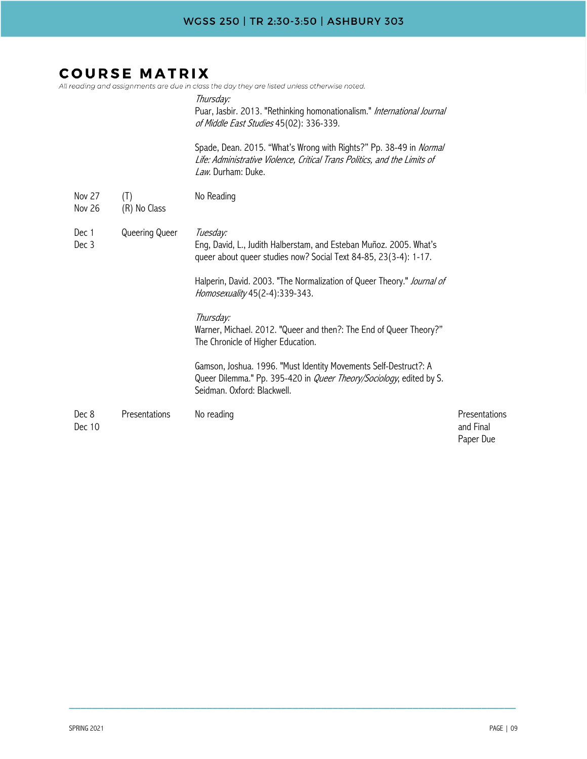## COURSE MATRIX

*All reading and assignments are due in class the day they are listed unless otherwise noted.*

| | | | |
|---|---|---|---|
| | | *Thursday:*<br>Puar, Jasbir. 2013. "Rethinking homonationalism." *International Journal of Middle East Studies* 45(02): 336-339.<br><br>Spade, Dean. 2015. "What's Wrong with Rights?" Pp. 38-49 in *Normal Life: Administrative Violence, Critical Trans Politics, and the Limits of Law.* Durham: Duke. | |
| Nov 27<br>Nov 26 | (T)<br>(R) No Class | No Reading | |
| Dec 1<br>Dec 3 | Queering Queer | *Tuesday:*<br>Eng, David, L., Judith Halberstam, and Esteban Muñoz. 2005. What's queer about queer studies now? Social Text 84-85, 23(3-4): 1-17.<br><br>Halperin, David. 2003. "The Normalization of Queer Theory." *Journal of Homosexuality* 45(2-4):339-343.<br><br>*Thursday:*<br>Warner, Michael. 2012. "Queer and then?: The End of Queer Theory?" The Chronicle of Higher Education.<br><br>Gamson, Joshua. 1996. "Must Identity Movements Self-Destruct?: A Queer Dilemma." Pp. 395-420 in *Queer Theory/Sociology*, edited by S. Seidman. Oxford: Blackwell. | |
| Dec 8<br>Dec 10 | Presentations | No reading | Presentations and Final Paper Due |